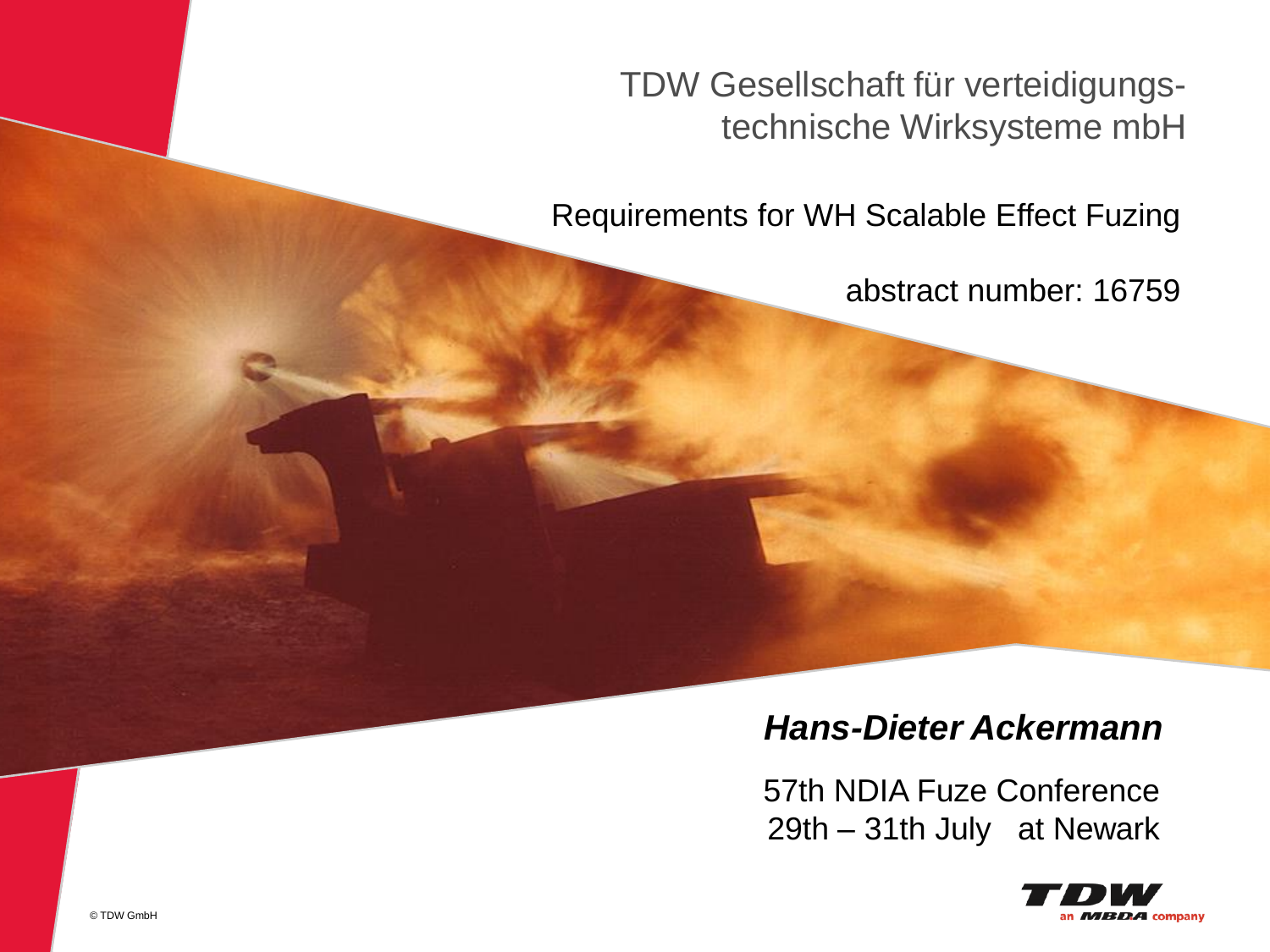TDW Gesellschaft für verteidigungs-technische Wirksysteme mbH

# Requirements for WH Scalable Effect Fuzing

abstract number: 16759

***Hans-Dieter Ackermann***

57th NDIA Fuze Conference
29th – 31th July at Newark

TDW an MBDA company

© TDW GmbH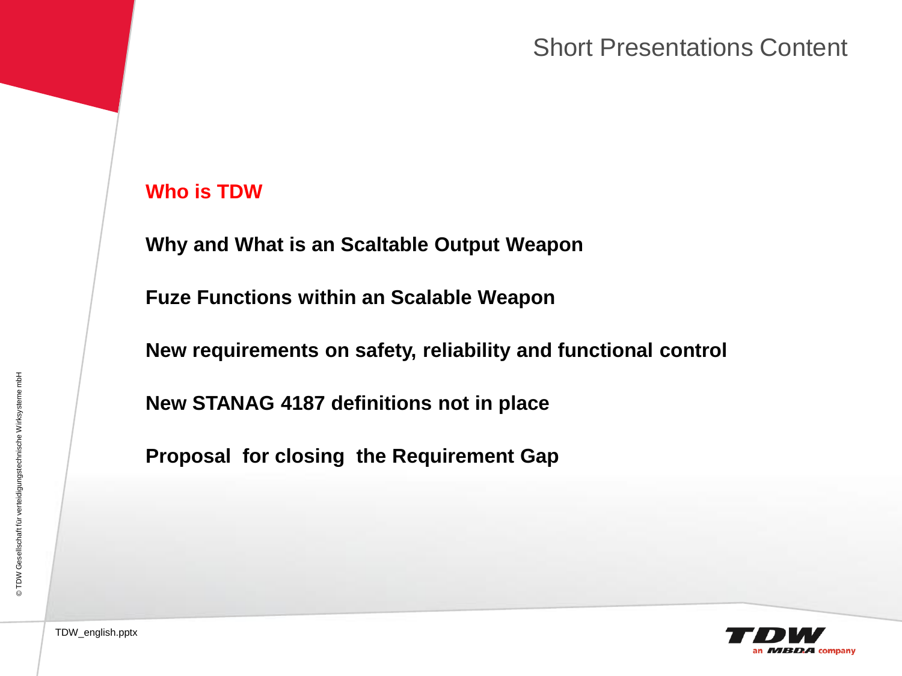# Short Presentations Content

**Who is TDW**

**Why and What is an Scaltable Output Weapon**

**Fuze Functions within an Scalable Weapon**

**New requirements on safety, reliability and functional control**

**New STANAG 4187 definitions not in place**

**Proposal for closing the Requirement Gap**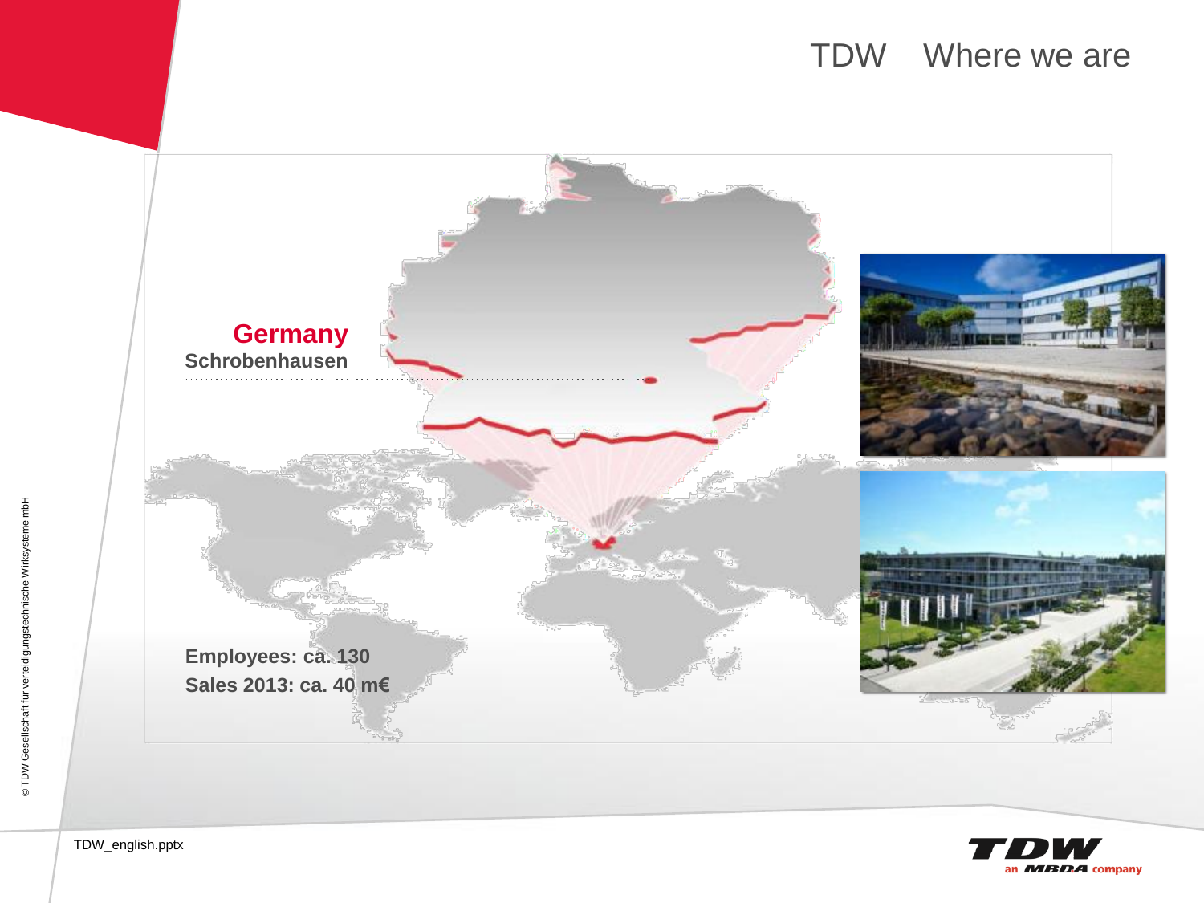# TDW Where we are

**Germany**

**Schrobenhausen**

**Employees: ca. 130**

**Sales 2013: ca. 40 m€**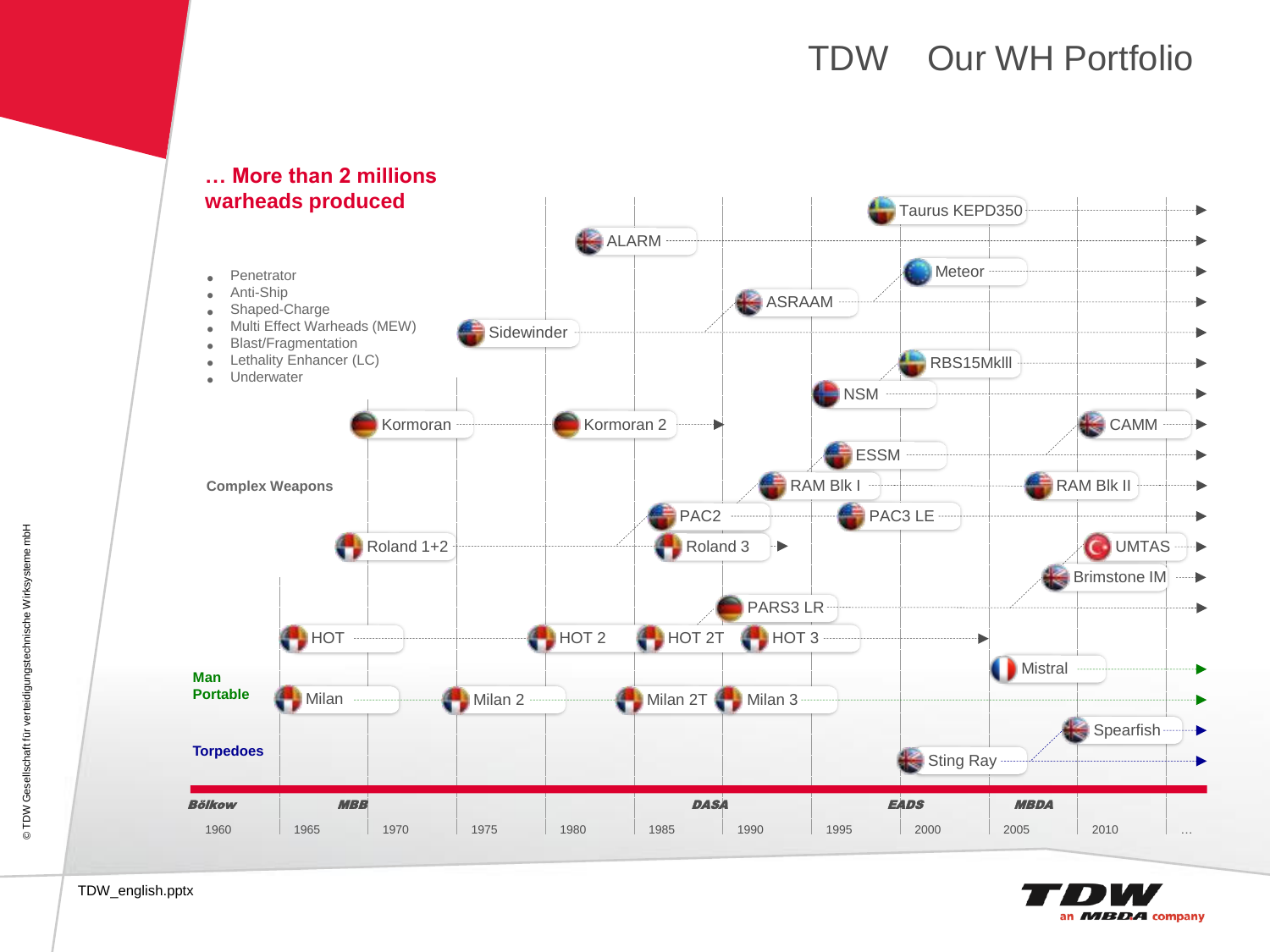# TDW Our WH Portfolio

**… More than 2 millions warheads produced**

- Penetrator
- Anti-Ship
- Shaped-Charge
- Multi Effect Warheads (MEW)
- Blast/Fragmentation
- Lethality Enhancer (LC)
- Underwater

**Complex Weapons**

Taurus KEPD350, ALARM, Meteor, ASRAAM, Sidewinder, RBS15MkIII, NSM, Kormoran, Kormoran 2, CAMM, ESSM, RAM Blk I, RAM Blk II, PAC2, PAC3 LE, Roland 1+2, Roland 3, UMTAS, Brimstone IM, PARS3 LR

**Man Portable**

HOT, HOT 2, HOT 2T, HOT 3, Mistral, Milan, Milan 2, Milan 2T, Milan 3

**Torpedoes**

Spearfish, Sting Ray

Bölkow · MBB · DASA · EADS · MBDA

1960 · 1965 · 1970 · 1975 · 1980 · 1985 · 1990 · 1995 · 2000 · 2005 · 2010 · …

© TDW Gesellschaft für verteidigungstechnische Wirksysteme mbH

TDW_english.pptx

TDW an MBDA company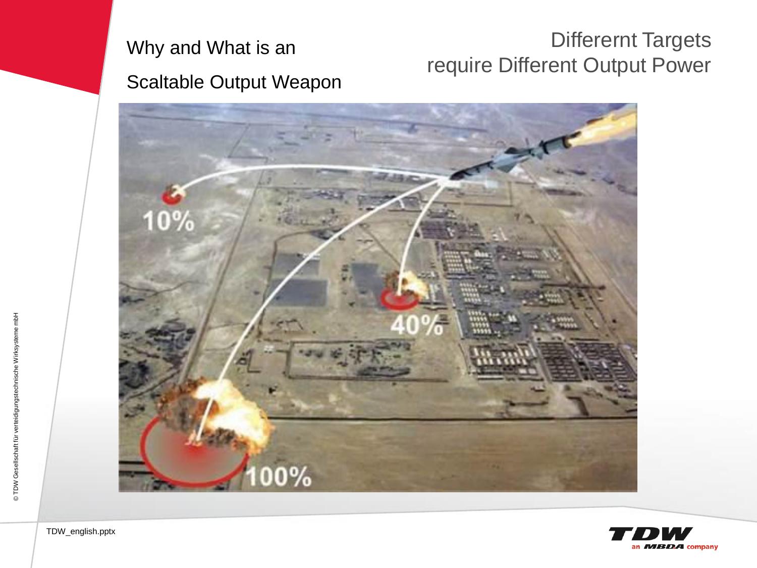# Why and What is an Scaltable Output Weapon

## Differernt Targets require Different Output Power

10%

40%

100%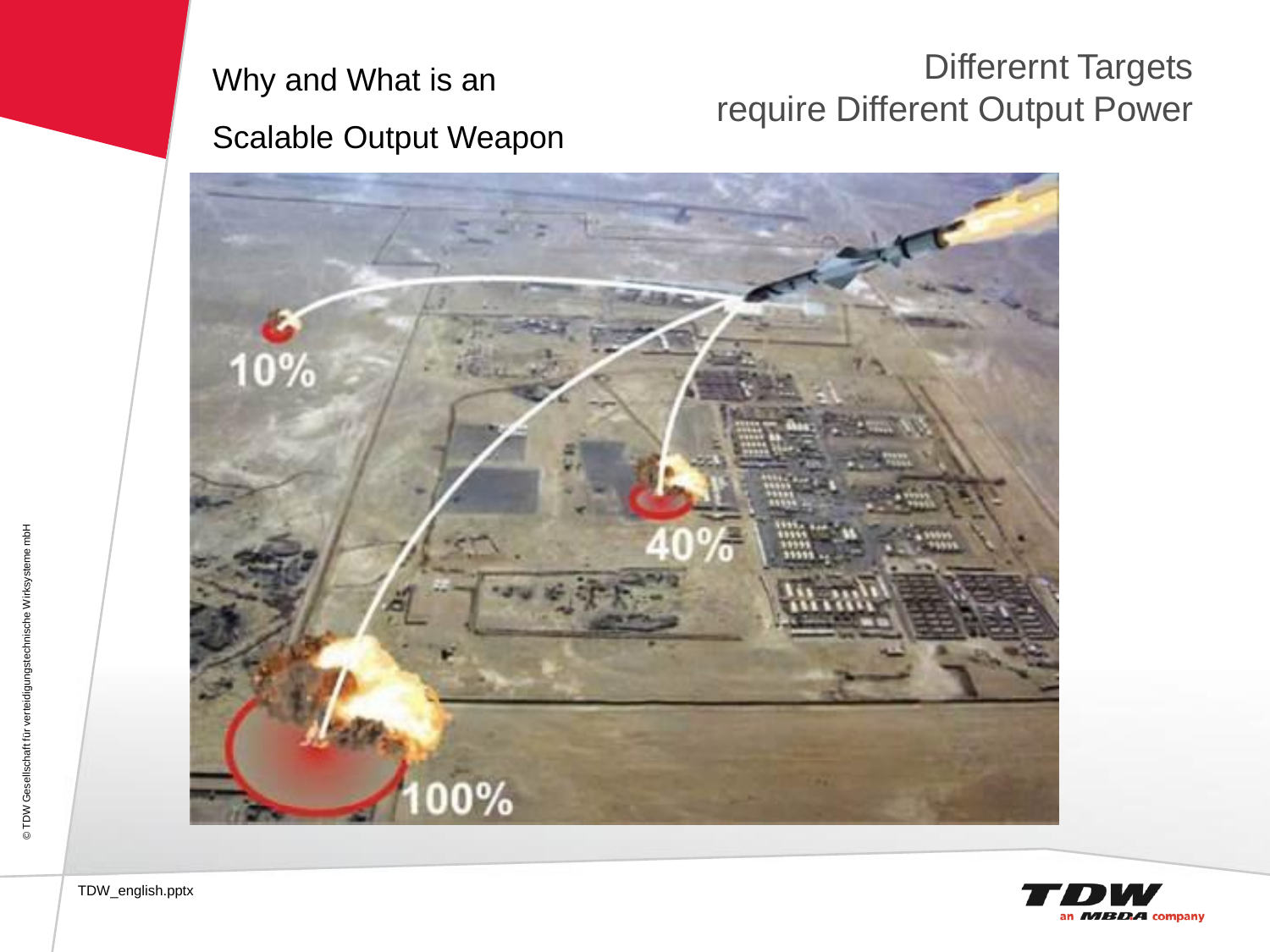# Why and What is an Scalable Output Weapon

## Differernt Targets require Different Output Power

10%

40%

100%

TDW_english.pptx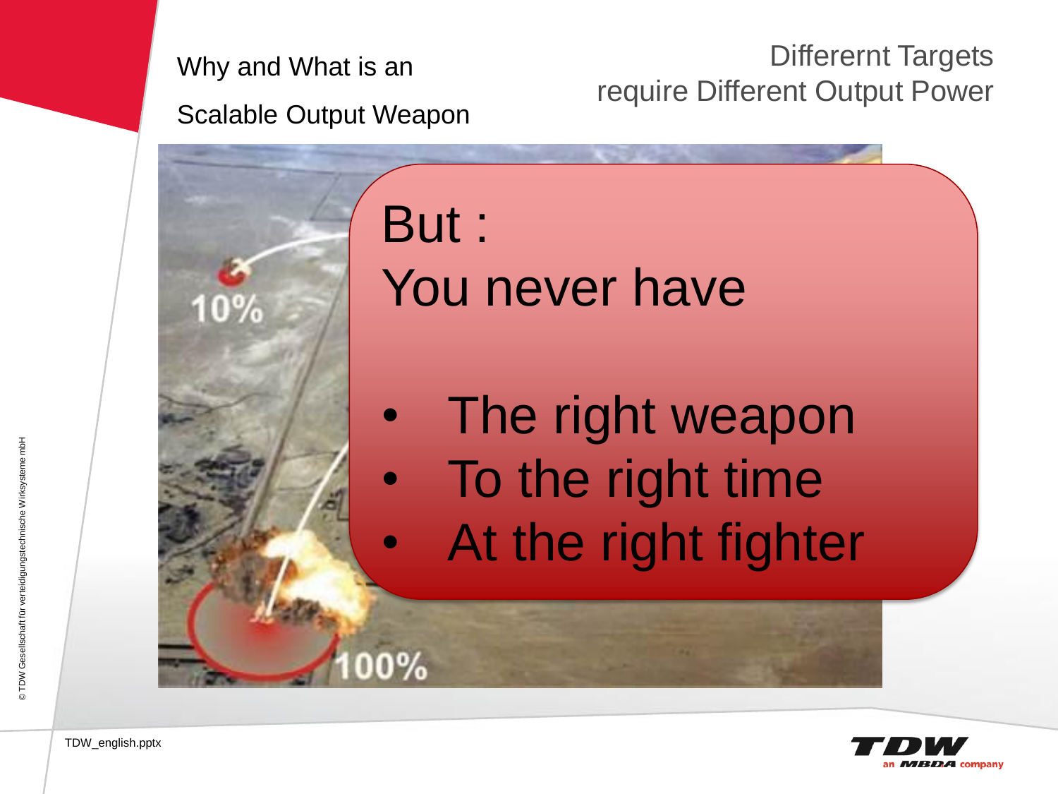## Why and What is an Scalable Output Weapon

### Differernt Targets require Different Output Power

10%

100%

But :
You never have

- The right weapon
- To the right time
- At the right fighter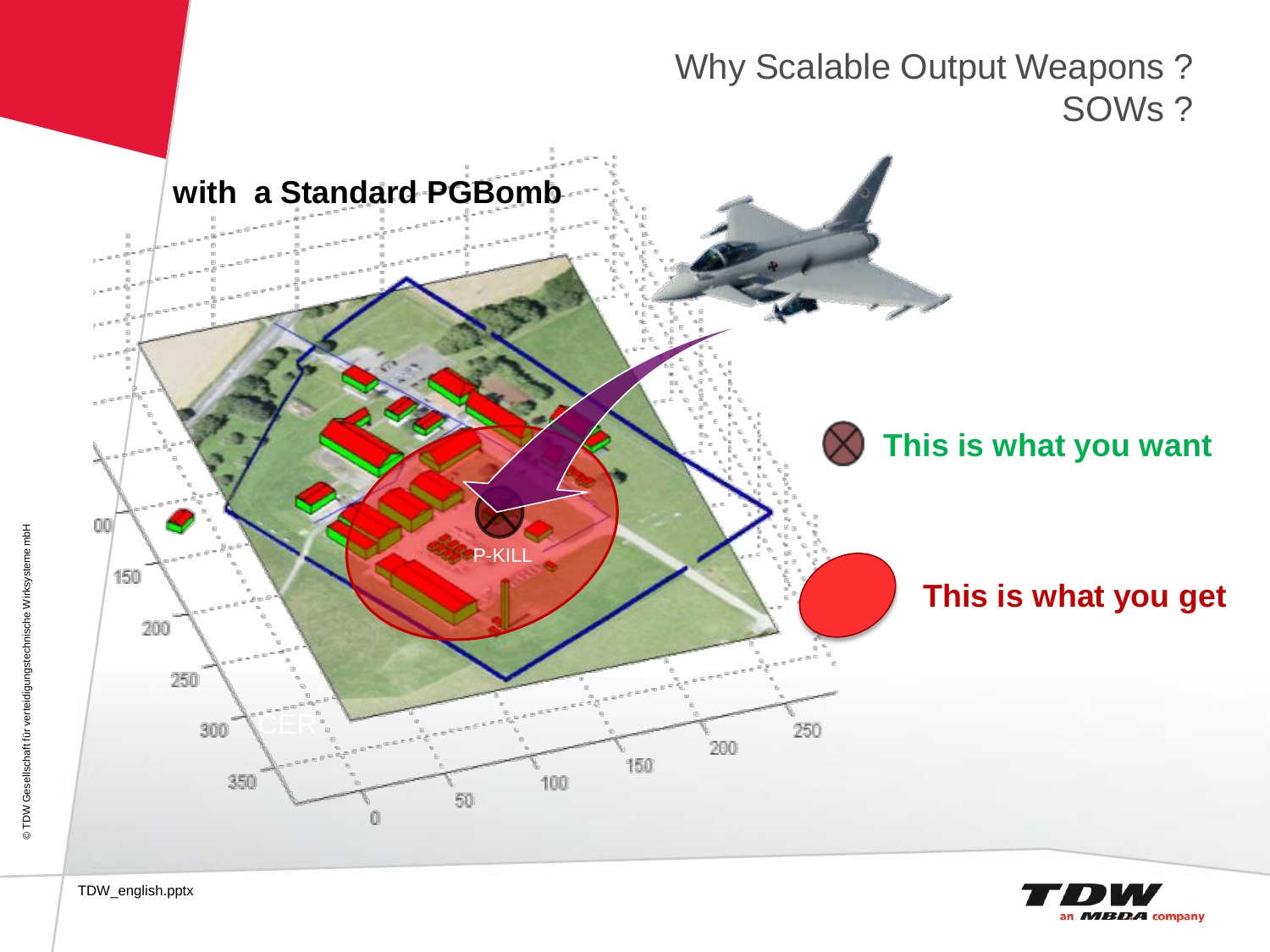# Why Scalable Output Weapons ? SOWs ?

**with a Standard PGBomb**

P-KILL

CER

**This is what you want**

**This is what you get**

TDW_english.pptx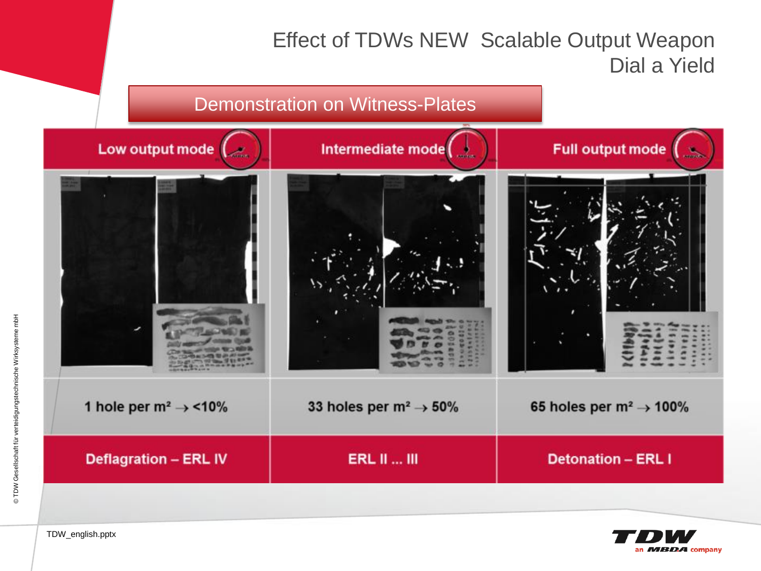# Effect of TDWs NEW Scalable Output Weapon
## Dial a Yield

**Demonstration on Witness-Plates**

| Low output mode | Intermediate mode | Full output mode |
|---|---|---|
| 1 hole per m² → <10% | 33 holes per m² → 50% | 65 holes per m² → 100% |
| Deflagration – ERL IV | ERL II ... III | Detonation – ERL I |

TDW_english.pptx

© TDW Gesellschaft für verteidigungstechnische Wirksysteme mbH

TDW an MBDA company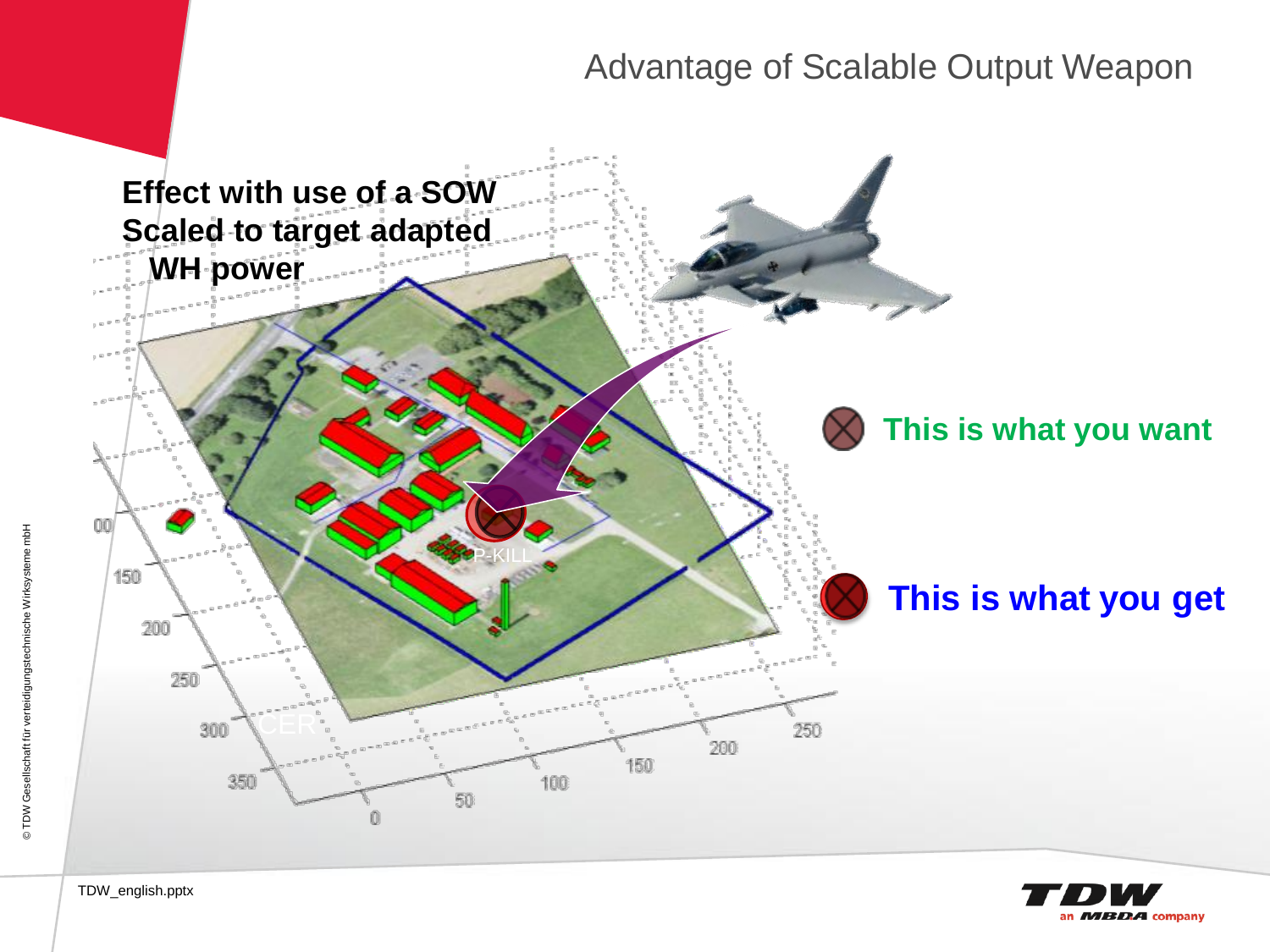# Advantage of Scalable Output Weapon

**Effect with use of a SOW Scaled to target adapted WH power**

P-KILL

CER

**This is what you want**

**This is what you get**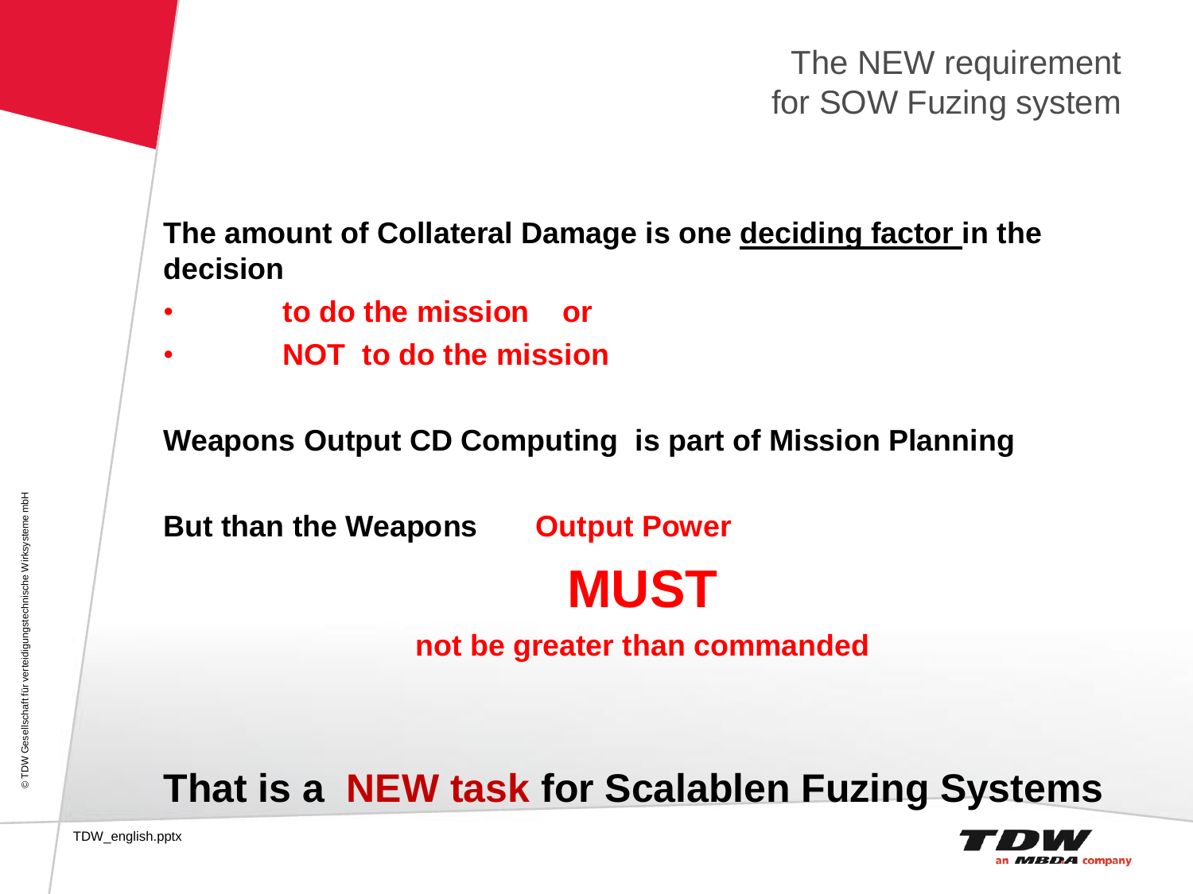# The NEW requirement for SOW Fuzing system

**The amount of Collateral Damage is one <u>deciding factor</u> in the decision**

- **to do the mission or**
- **NOT to do the mission**

**Weapons Output CD Computing is part of Mission Planning**

**But than the Weapons Output Power**

**MUST**

**not be greater than commanded**

## That is a NEW task for Scalablen Fuzing Systems

TDW_english.pptx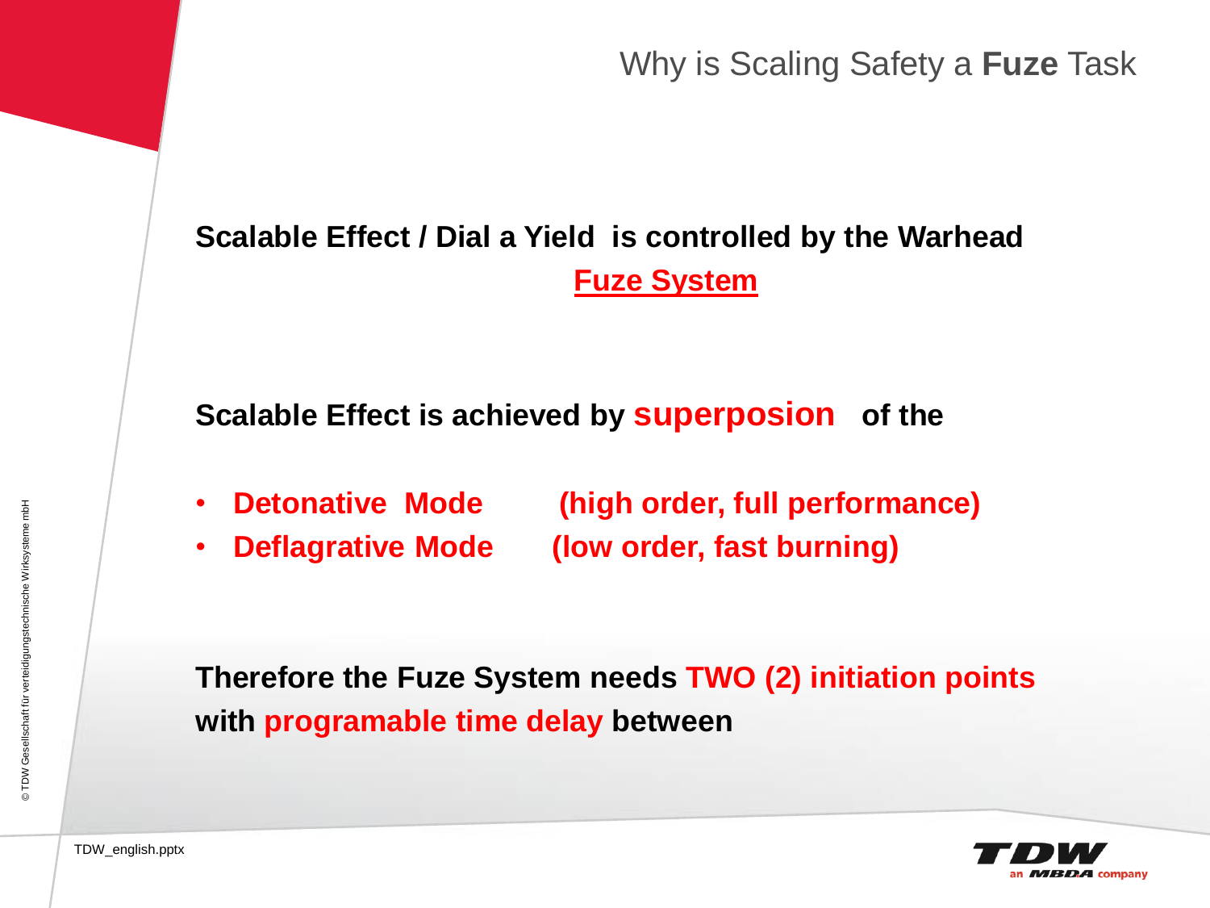# Why is Scaling Safety a **Fuze** Task

**Scalable Effect / Dial a Yield is controlled by the Warhead Fuze System**

**Scalable Effect is achieved by superposion of the**

- **Detonative Mode (high order, full performance)**
- **Deflagrative Mode (low order, fast burning)**

**Therefore the Fuze System needs TWO (2) initiation points with programable time delay between**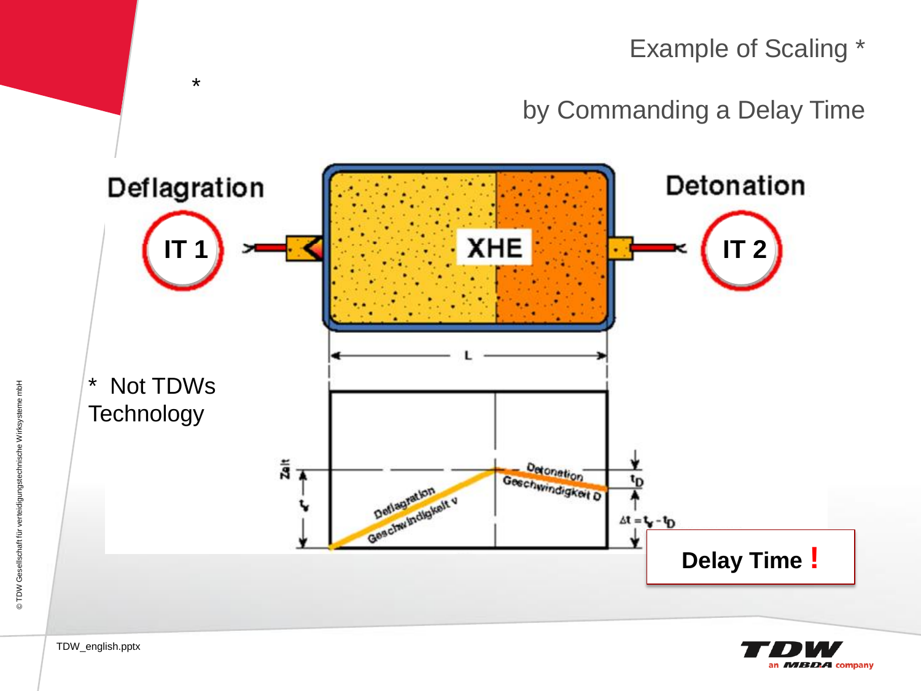# Example of Scaling *

## by Commanding a Delay Time

Deflagration

IT 1

XHE

Detonation

IT 2

L

Zeit

$t_v$

Deflagration Geschwindigkeit v

Detonation Geschwindigkeit D

$t_D$

$\Delta t = t_v - t_D$

**Delay Time !**

\* Not TDWs Technology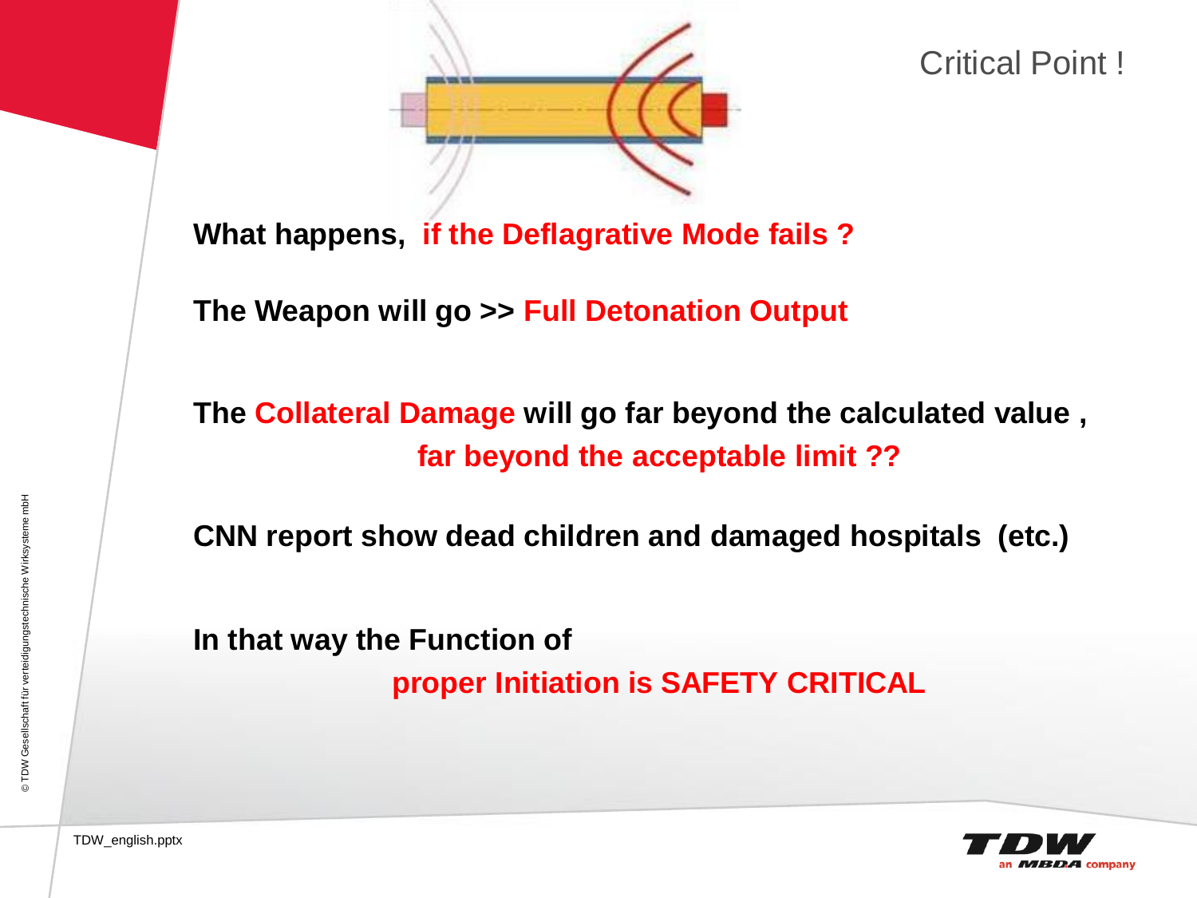## Critical Point !

**What happens, if the Deflagrative Mode fails ?**

**The Weapon will go >> Full Detonation Output**

**The Collateral Damage will go far beyond the calculated value , far beyond the acceptable limit ??**

**CNN report show dead children and damaged hospitals (etc.)**

**In that way the Function of proper Initiation is SAFETY CRITICAL**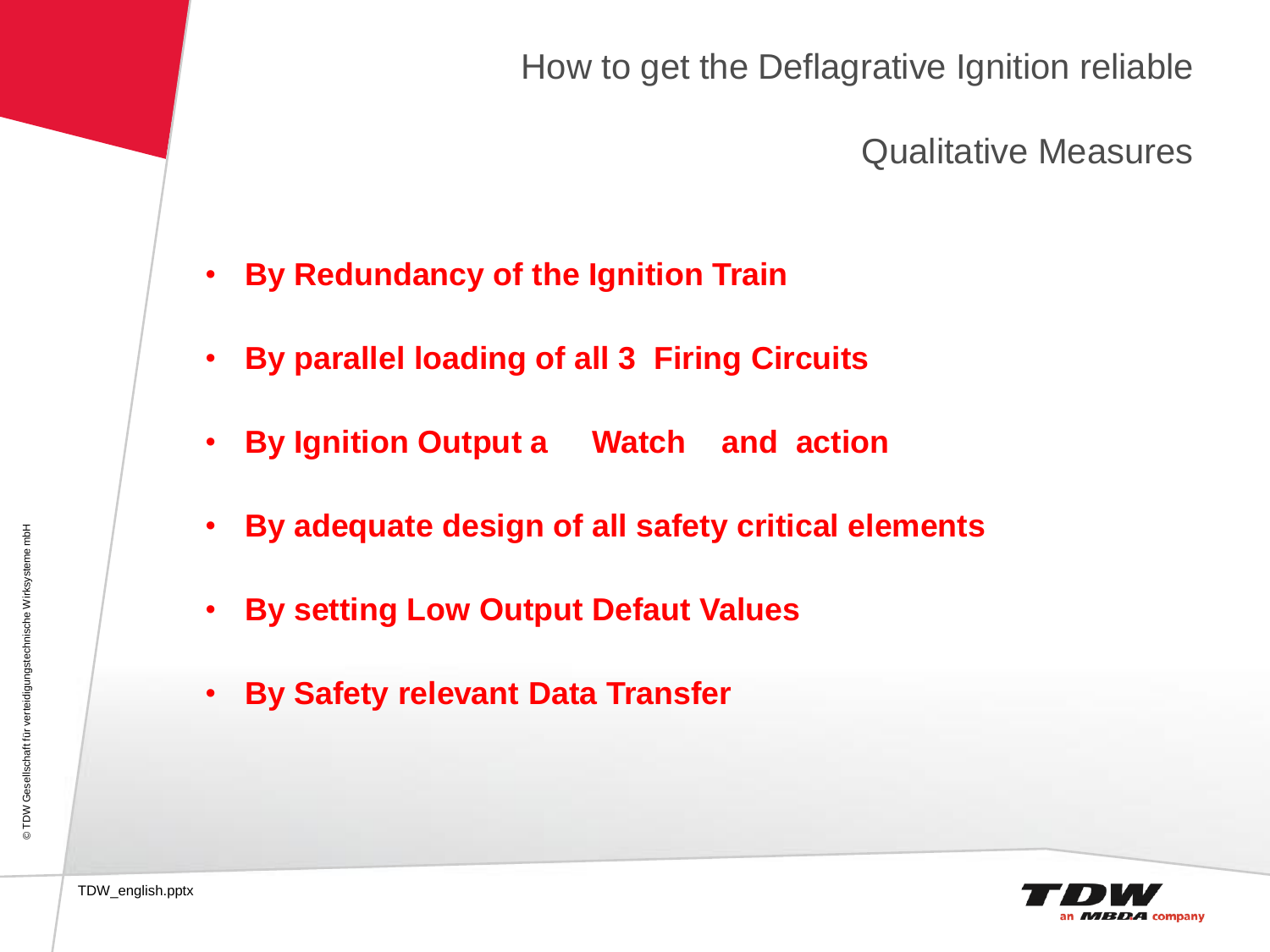# How to get the Deflagrative Ignition reliable

## Qualitative Measures

- **By Redundancy of the Ignition Train**
- **By parallel loading of all 3 Firing Circuits**
- **By Ignition Output a Watch and action**
- **By adequate design of all safety critical elements**
- **By setting Low Output Defaut Values**
- **By Safety relevant Data Transfer**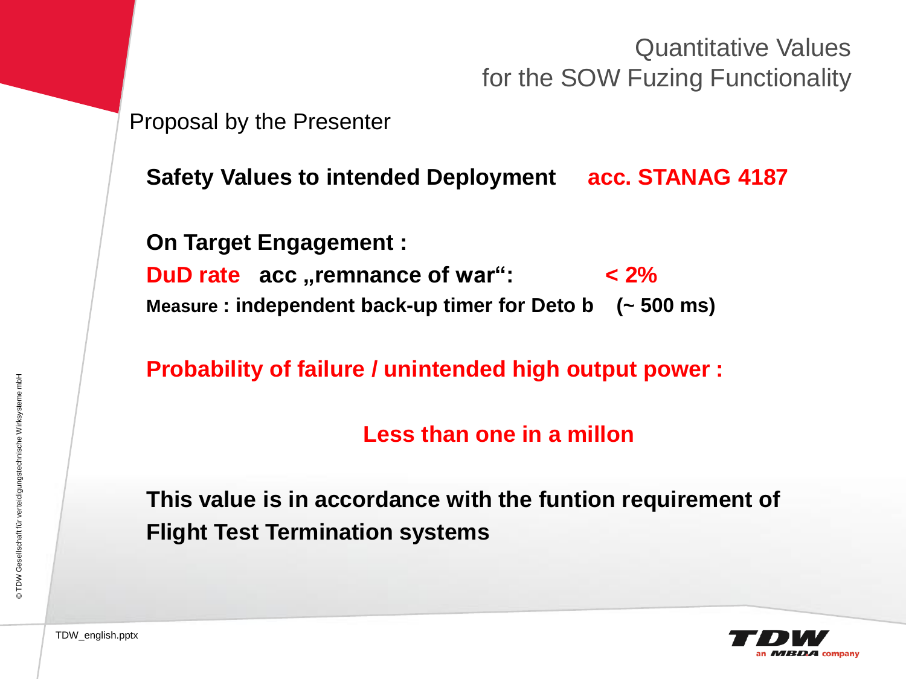# Quantitative Values for the SOW Fuzing Functionality

Proposal by the Presenter

**Safety Values to intended Deployment acc. STANAG 4187**

**On Target Engagement :**

**DuD rate acc „remnance of war": < 2%**

**Measure : independent back-up timer for Deto b (~ 500 ms)**

**Probability of failure / unintended high output power :**

**Less than one in a millon**

**This value is in accordance with the funtion requirement of Flight Test Termination systems**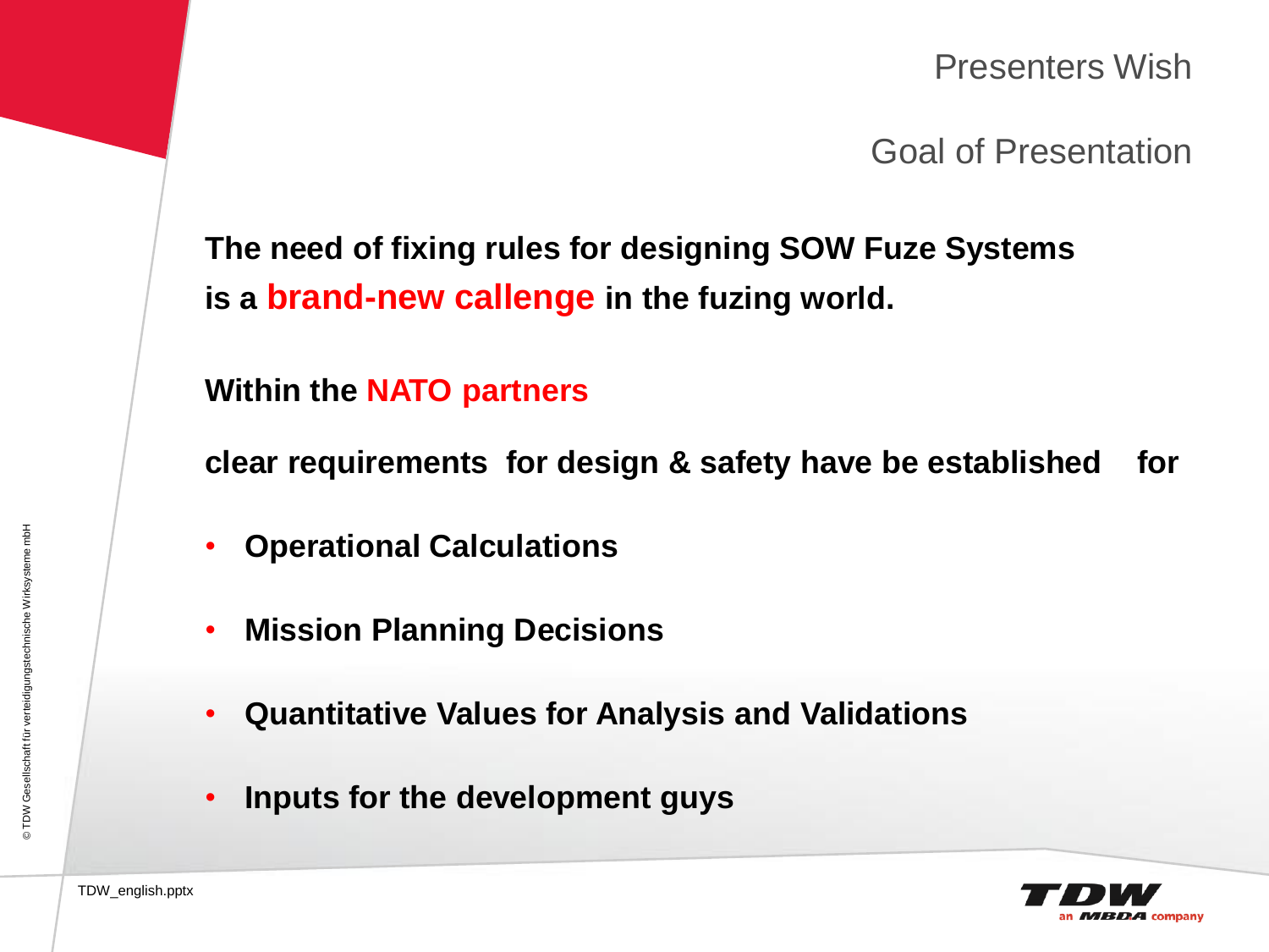## Presenters Wish

## Goal of Presentation

**The need of fixing rules for designing SOW Fuze Systems is a brand-new callenge in the fuzing world.**

**Within the NATO partners**

**clear requirements for design & safety have be established for**

- **Operational Calculations**
- **Mission Planning Decisions**
- **Quantitative Values for Analysis and Validations**
- **Inputs for the development guys**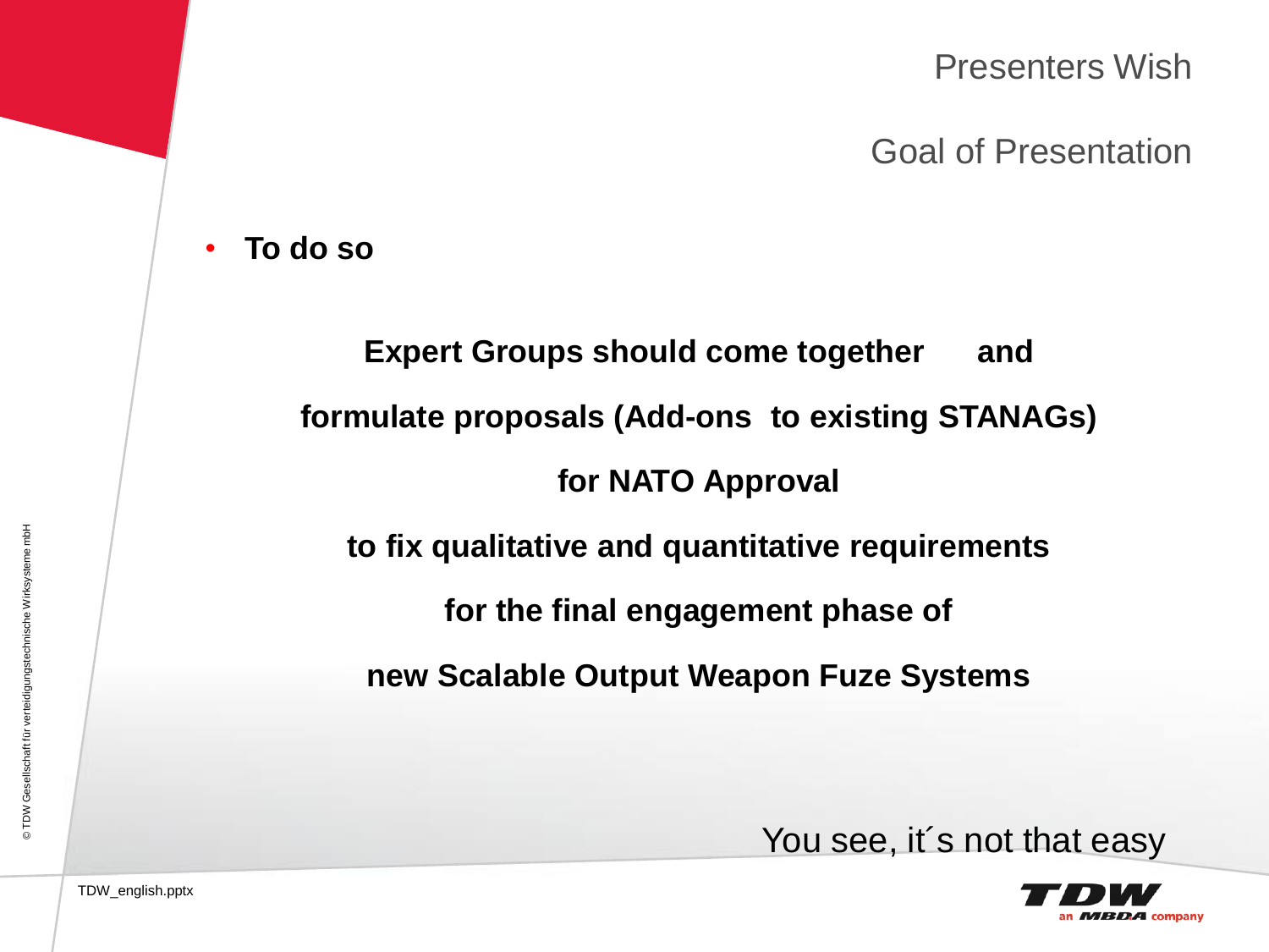# Presenters Wish

## Goal of Presentation

- **To do so**

**Expert Groups should come together and**

**formulate proposals (Add-ons to existing STANAGs)**

**for NATO Approval**

**to fix qualitative and quantitative requirements**

**for the final engagement phase of**

**new Scalable Output Weapon Fuze Systems**

You see, it´s not that easy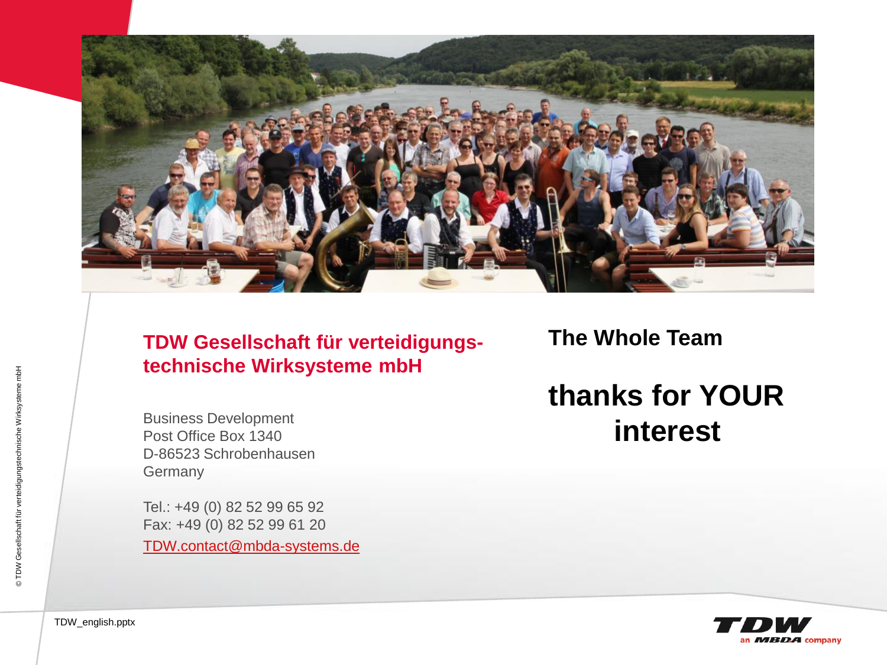**TDW Gesellschaft für verteidigungs-technische Wirksysteme mbH**

Business Development
Post Office Box 1340
D-86523 Schrobenhausen
Germany

Tel.: +49 (0) 82 52 99 65 92
Fax: +49 (0) 82 52 99 61 20
TDW.contact@mbda-systems.de

**The Whole Team**

# thanks for YOUR interest